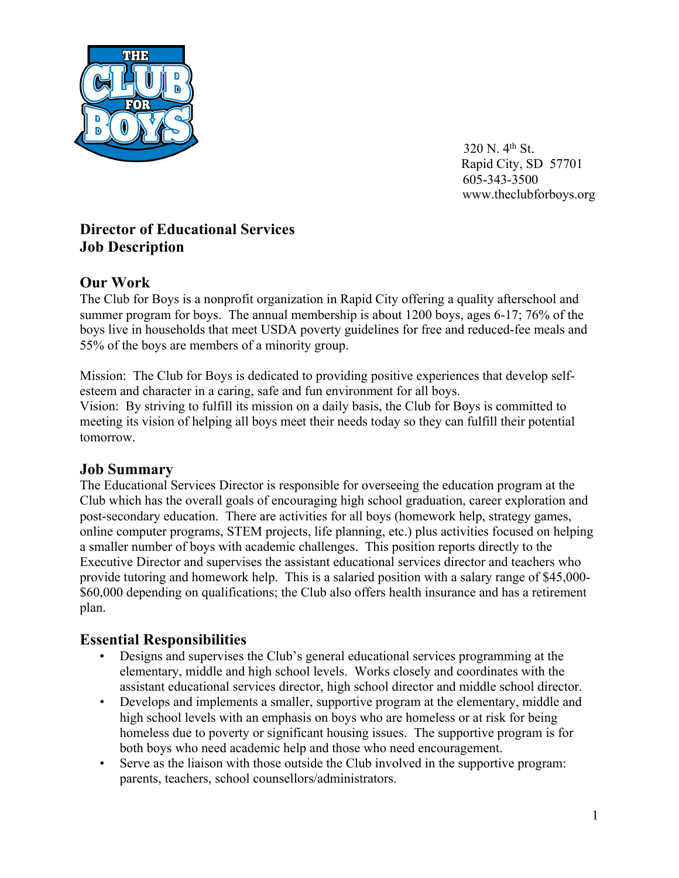320 N. 4th St.
Rapid City, SD 57701
605-343-3500
www.theclubforboys.org

# Director of Educational Services
# Job Description

## Our Work

The Club for Boys is a nonprofit organization in Rapid City offering a quality afterschool and summer program for boys. The annual membership is about 1200 boys, ages 6-17; 76% of the boys live in households that meet USDA poverty guidelines for free and reduced-fee meals and 55% of the boys are members of a minority group.

Mission: The Club for Boys is dedicated to providing positive experiences that develop self-esteem and character in a caring, safe and fun environment for all boys.
Vision: By striving to fulfill its mission on a daily basis, the Club for Boys is committed to meeting its vision of helping all boys meet their needs today so they can fulfill their potential tomorrow.

## Job Summary

The Educational Services Director is responsible for overseeing the education program at the Club which has the overall goals of encouraging high school graduation, career exploration and post-secondary education. There are activities for all boys (homework help, strategy games, online computer programs, STEM projects, life planning, etc.) plus activities focused on helping a smaller number of boys with academic challenges. This position reports directly to the Executive Director and supervises the assistant educational services director and teachers who provide tutoring and homework help. This is a salaried position with a salary range of $45,000-$60,000 depending on qualifications; the Club also offers health insurance and has a retirement plan.

## Essential Responsibilities

- Designs and supervises the Club's general educational services programming at the elementary, middle and high school levels. Works closely and coordinates with the assistant educational services director, high school director and middle school director.
- Develops and implements a smaller, supportive program at the elementary, middle and high school levels with an emphasis on boys who are homeless or at risk for being homeless due to poverty or significant housing issues. The supportive program is for both boys who need academic help and those who need encouragement.
- Serve as the liaison with those outside the Club involved in the supportive program: parents, teachers, school counsellors/administrators.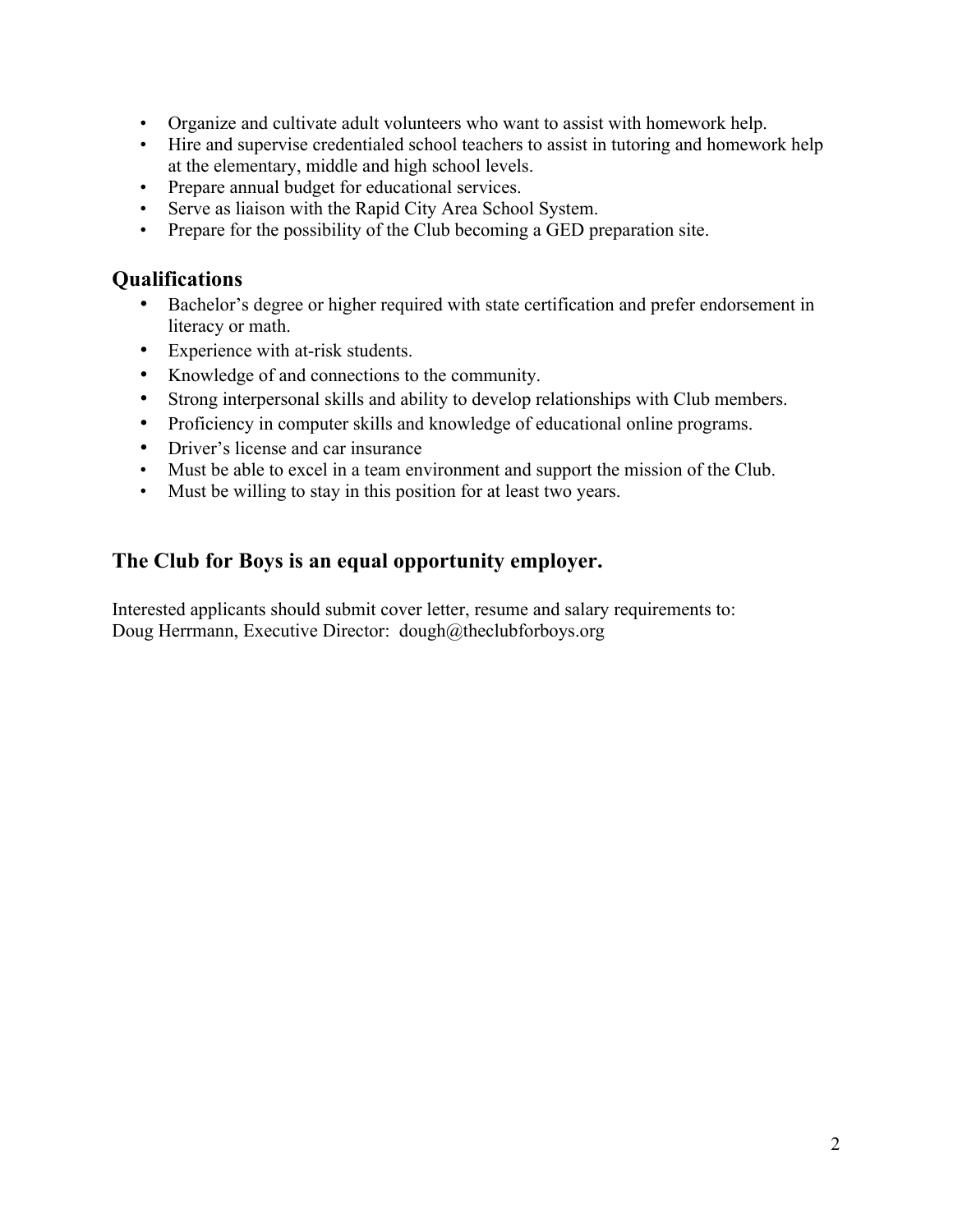- Organize and cultivate adult volunteers who want to assist with homework help.
- Hire and supervise credentialed school teachers to assist in tutoring and homework help at the elementary, middle and high school levels.
- Prepare annual budget for educational services.
- Serve as liaison with the Rapid City Area School System.
- Prepare for the possibility of the Club becoming a GED preparation site.

## Qualifications

- Bachelor's degree or higher required with state certification and prefer endorsement in literacy or math.
- Experience with at-risk students.
- Knowledge of and connections to the community.
- Strong interpersonal skills and ability to develop relationships with Club members.
- Proficiency in computer skills and knowledge of educational online programs.
- Driver's license and car insurance
- Must be able to excel in a team environment and support the mission of the Club.
- Must be willing to stay in this position for at least two years.

## The Club for Boys is an equal opportunity employer.

Interested applicants should submit cover letter, resume and salary requirements to:
Doug Herrmann, Executive Director: dough@theclubforboys.org